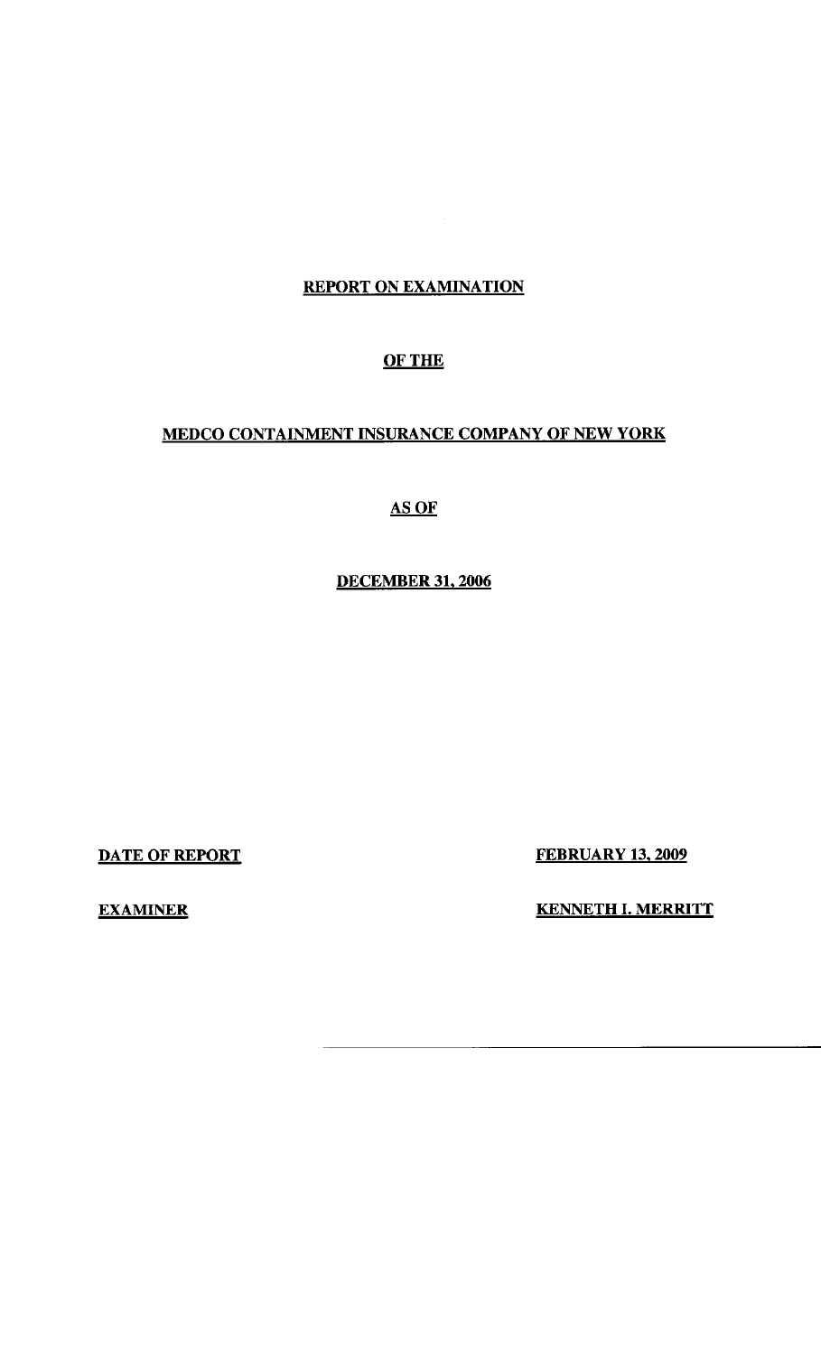# REPORT ON EXAMINATION

## OF THE

## MEDCO CONTAINMENT INSURANCE COMPANY OF NEW YORK

## AS OF

## DECEMBER 31, 2006

**DATE OF REPORT** **FEBRUARY 13, 2009**

**EXAMINER** **KENNETH I. MERRITT**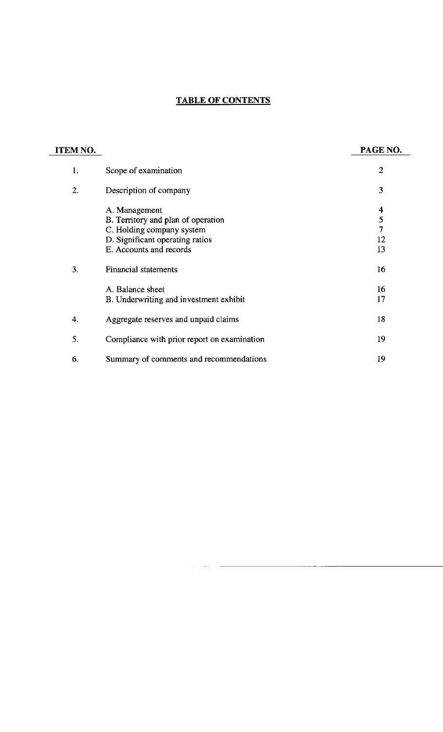# TABLE OF CONTENTS

| ITEM NO. | | PAGE NO. |
|---|---|---|
| 1. | Scope of examination | 2 |
| 2. | Description of company | 3 |
| | A. Management | 4 |
| | B. Territory and plan of operation | 5 |
| | C. Holding company system | 7 |
| | D. Significant operating ratios | 12 |
| | E. Accounts and records | 13 |
| 3. | Financial statements | 16 |
| | A. Balance sheet | 16 |
| | B. Underwriting and investment exhibit | 17 |
| 4. | Aggregate reserves and unpaid claims | 18 |
| 5. | Compliance with prior report on examination | 19 |
| 6. | Summary of comments and recommendations | 19 |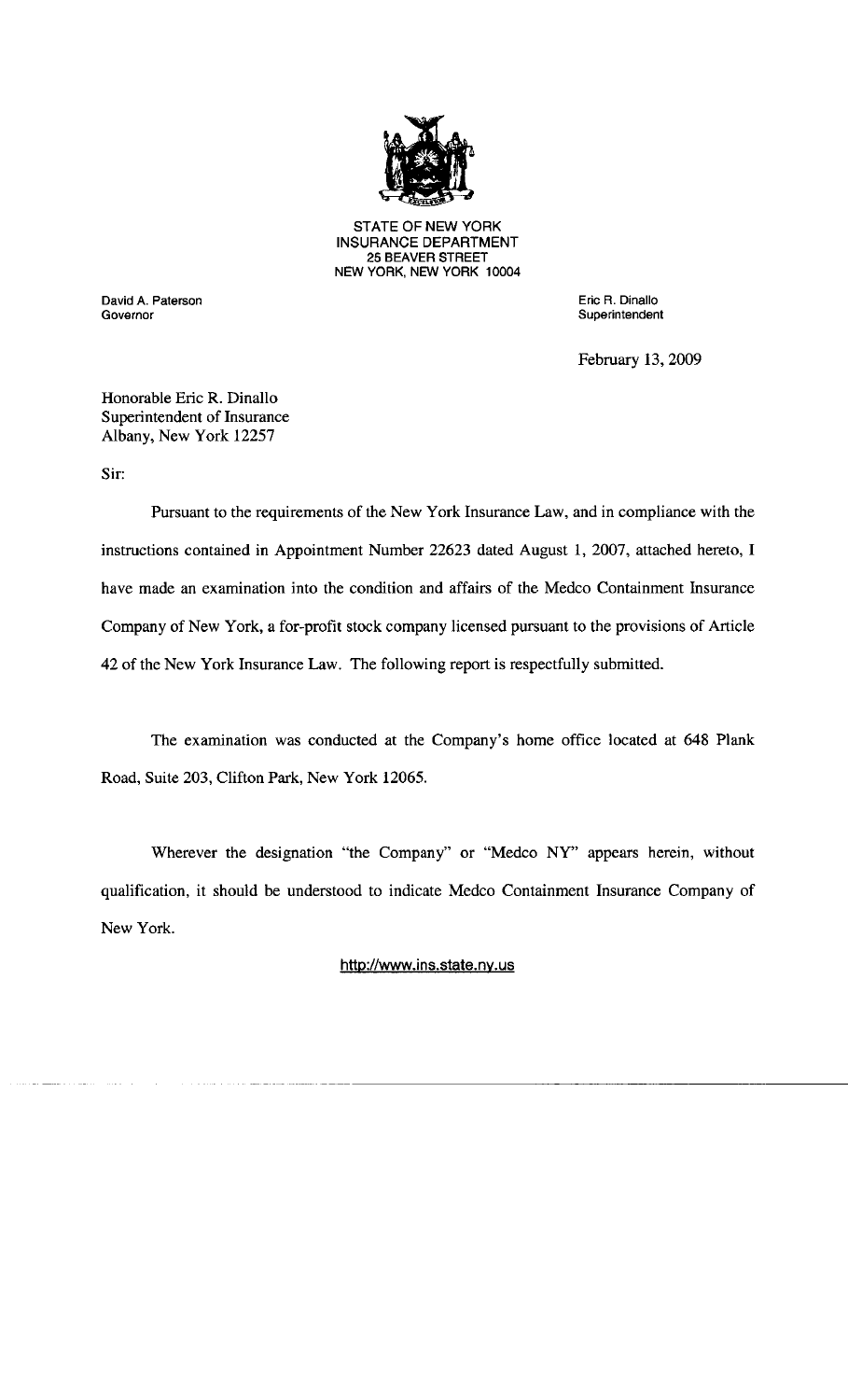STATE OF NEW YORK
INSURANCE DEPARTMENT
25 BEAVER STREET
NEW YORK, NEW YORK 10004

David A. Paterson
Governor

Eric R. Dinallo
Superintendent

February 13, 2009

Honorable Eric R. Dinallo
Superintendent of Insurance
Albany, New York 12257

Sir:

Pursuant to the requirements of the New York Insurance Law, and in compliance with the instructions contained in Appointment Number 22623 dated August 1, 2007, attached hereto, I have made an examination into the condition and affairs of the Medco Containment Insurance Company of New York, a for-profit stock company licensed pursuant to the provisions of Article 42 of the New York Insurance Law. The following report is respectfully submitted.

The examination was conducted at the Company's home office located at 648 Plank Road, Suite 203, Clifton Park, New York 12065.

Wherever the designation "the Company" or "Medco NY" appears herein, without qualification, it should be understood to indicate Medco Containment Insurance Company of New York.

http://www.ins.state.ny.us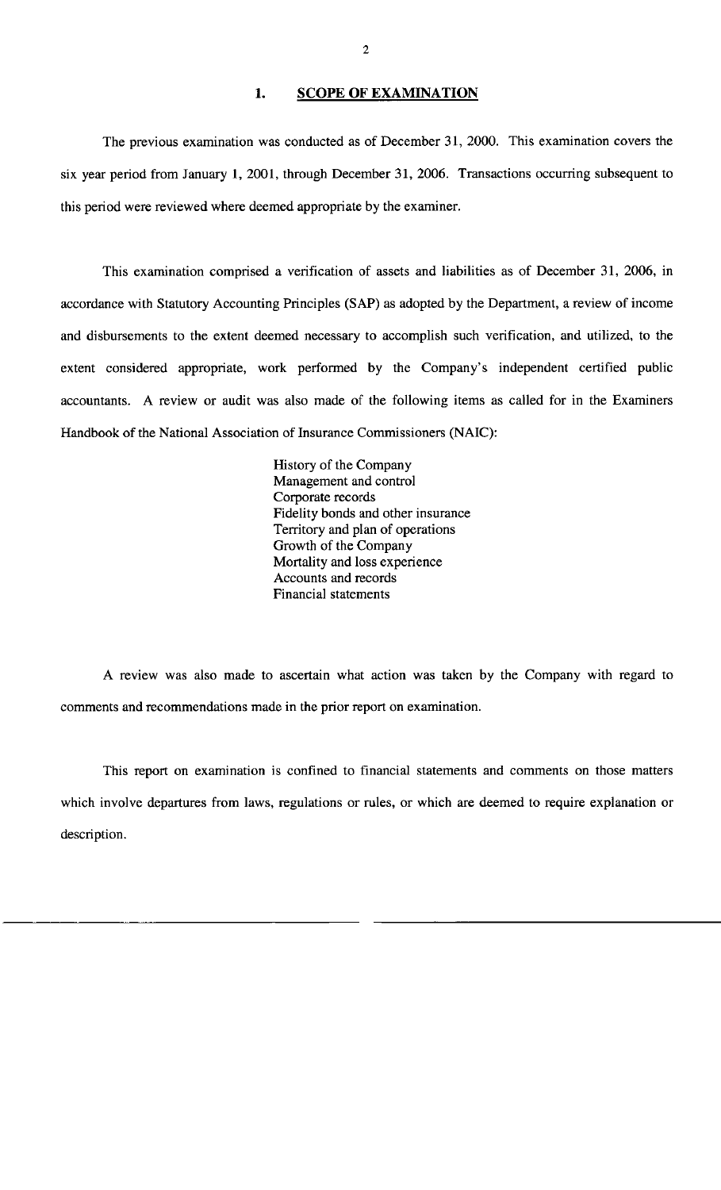## 1. SCOPE OF EXAMINATION

The previous examination was conducted as of December 31, 2000. This examination covers the six year period from January 1, 2001, through December 31, 2006. Transactions occurring subsequent to this period were reviewed where deemed appropriate by the examiner.

This examination comprised a verification of assets and liabilities as of December 31, 2006, in accordance with Statutory Accounting Principles (SAP) as adopted by the Department, a review of income and disbursements to the extent deemed necessary to accomplish such verification, and utilized, to the extent considered appropriate, work performed by the Company's independent certified public accountants. A review or audit was also made of the following items as called for in the Examiners Handbook of the National Association of Insurance Commissioners (NAIC):

- History of the Company
- Management and control
- Corporate records
- Fidelity bonds and other insurance
- Territory and plan of operations
- Growth of the Company
- Mortality and loss experience
- Accounts and records
- Financial statements

A review was also made to ascertain what action was taken by the Company with regard to comments and recommendations made in the prior report on examination.

This report on examination is confined to financial statements and comments on those matters which involve departures from laws, regulations or rules, or which are deemed to require explanation or description.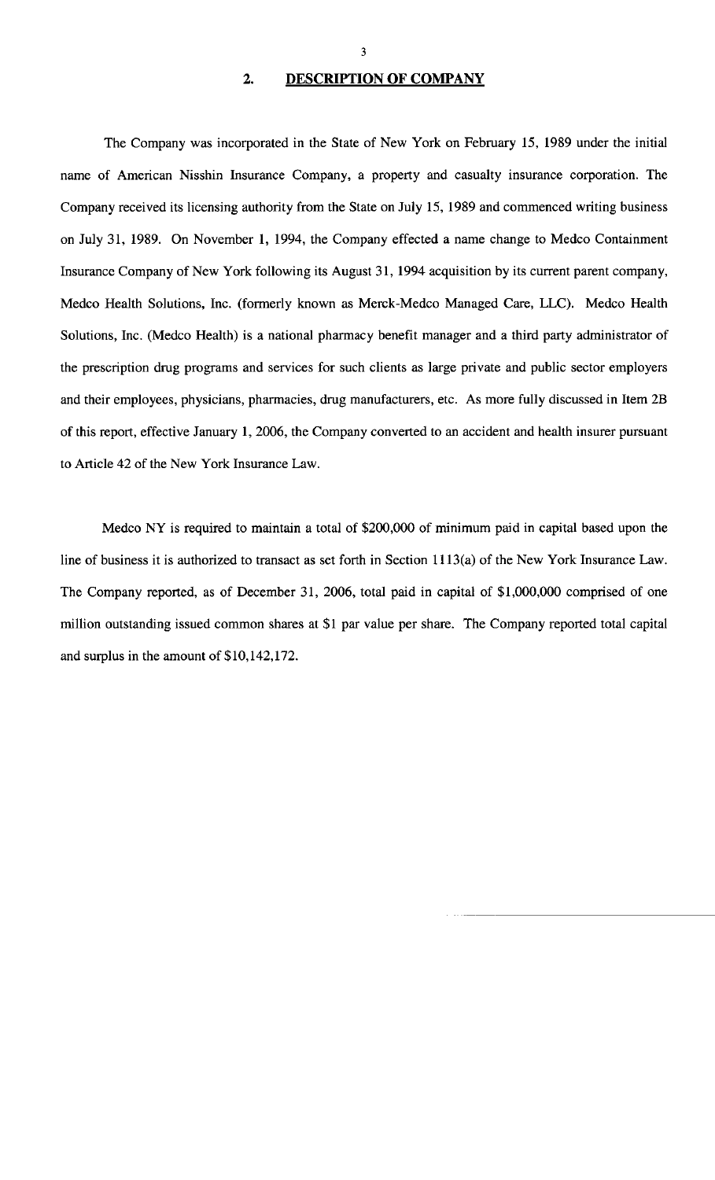## 2. DESCRIPTION OF COMPANY

The Company was incorporated in the State of New York on February 15, 1989 under the initial name of American Nisshin Insurance Company, a property and casualty insurance corporation. The Company received its licensing authority from the State on July 15, 1989 and commenced writing business on July 31, 1989. On November 1, 1994, the Company effected a name change to Medco Containment Insurance Company of New York following its August 31, 1994 acquisition by its current parent company, Medco Health Solutions, Inc. (formerly known as Merck-Medco Managed Care, LLC). Medco Health Solutions, Inc. (Medco Health) is a national pharmacy benefit manager and a third party administrator of the prescription drug programs and services for such clients as large private and public sector employers and their employees, physicians, pharmacies, drug manufacturers, etc. As more fully discussed in Item 2B of this report, effective January 1, 2006, the Company converted to an accident and health insurer pursuant to Article 42 of the New York Insurance Law.

Medco NY is required to maintain a total of $200,000 of minimum paid in capital based upon the line of business it is authorized to transact as set forth in Section 1113(a) of the New York Insurance Law. The Company reported, as of December 31, 2006, total paid in capital of $1,000,000 comprised of one million outstanding issued common shares at $1 par value per share. The Company reported total capital and surplus in the amount of $10,142,172.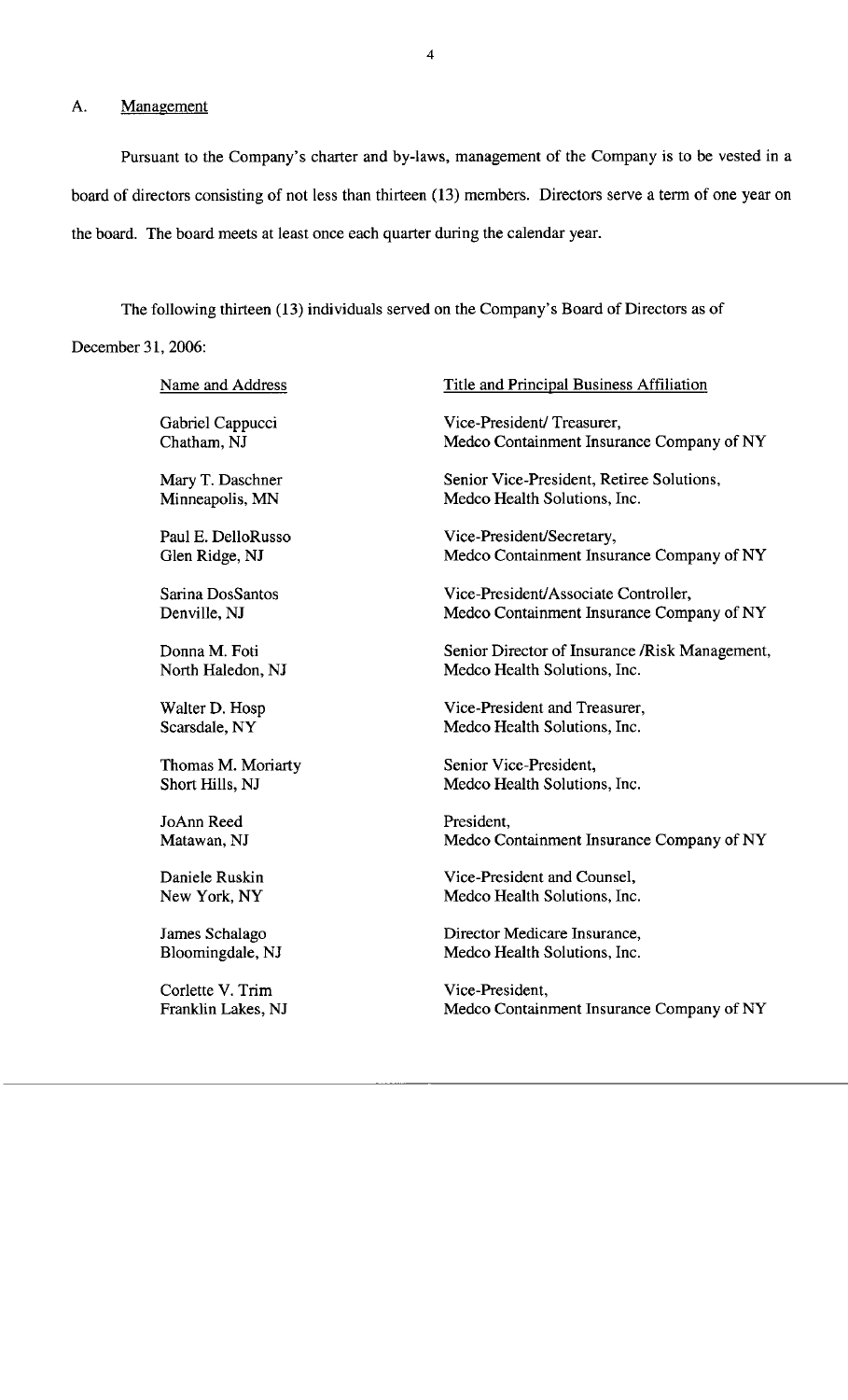## A. Management

Pursuant to the Company's charter and by-laws, management of the Company is to be vested in a board of directors consisting of not less than thirteen (13) members. Directors serve a term of one year on the board. The board meets at least once each quarter during the calendar year.

The following thirteen (13) individuals served on the Company's Board of Directors as of December 31, 2006:

| Name and Address | Title and Principal Business Affiliation |
|---|---|
| Gabriel Cappucci<br>Chatham, NJ | Vice-President/ Treasurer,<br>Medco Containment Insurance Company of NY |
| Mary T. Daschner<br>Minneapolis, MN | Senior Vice-President, Retiree Solutions,<br>Medco Health Solutions, Inc. |
| Paul E. DelloRusso<br>Glen Ridge, NJ | Vice-President/Secretary,<br>Medco Containment Insurance Company of NY |
| Sarina DosSantos<br>Denville, NJ | Vice-President/Associate Controller,<br>Medco Containment Insurance Company of NY |
| Donna M. Foti<br>North Haledon, NJ | Senior Director of Insurance /Risk Management,<br>Medco Health Solutions, Inc. |
| Walter D. Hosp<br>Scarsdale, NY | Vice-President and Treasurer,<br>Medco Health Solutions, Inc. |
| Thomas M. Moriarty<br>Short Hills, NJ | Senior Vice-President,<br>Medco Health Solutions, Inc. |
| JoAnn Reed<br>Matawan, NJ | President,<br>Medco Containment Insurance Company of NY |
| Daniele Ruskin<br>New York, NY | Vice-President and Counsel,<br>Medco Health Solutions, Inc. |
| James Schalago<br>Bloomingdale, NJ | Director Medicare Insurance,<br>Medco Health Solutions, Inc. |
| Corlette V. Trim<br>Franklin Lakes, NJ | Vice-President,<br>Medco Containment Insurance Company of NY |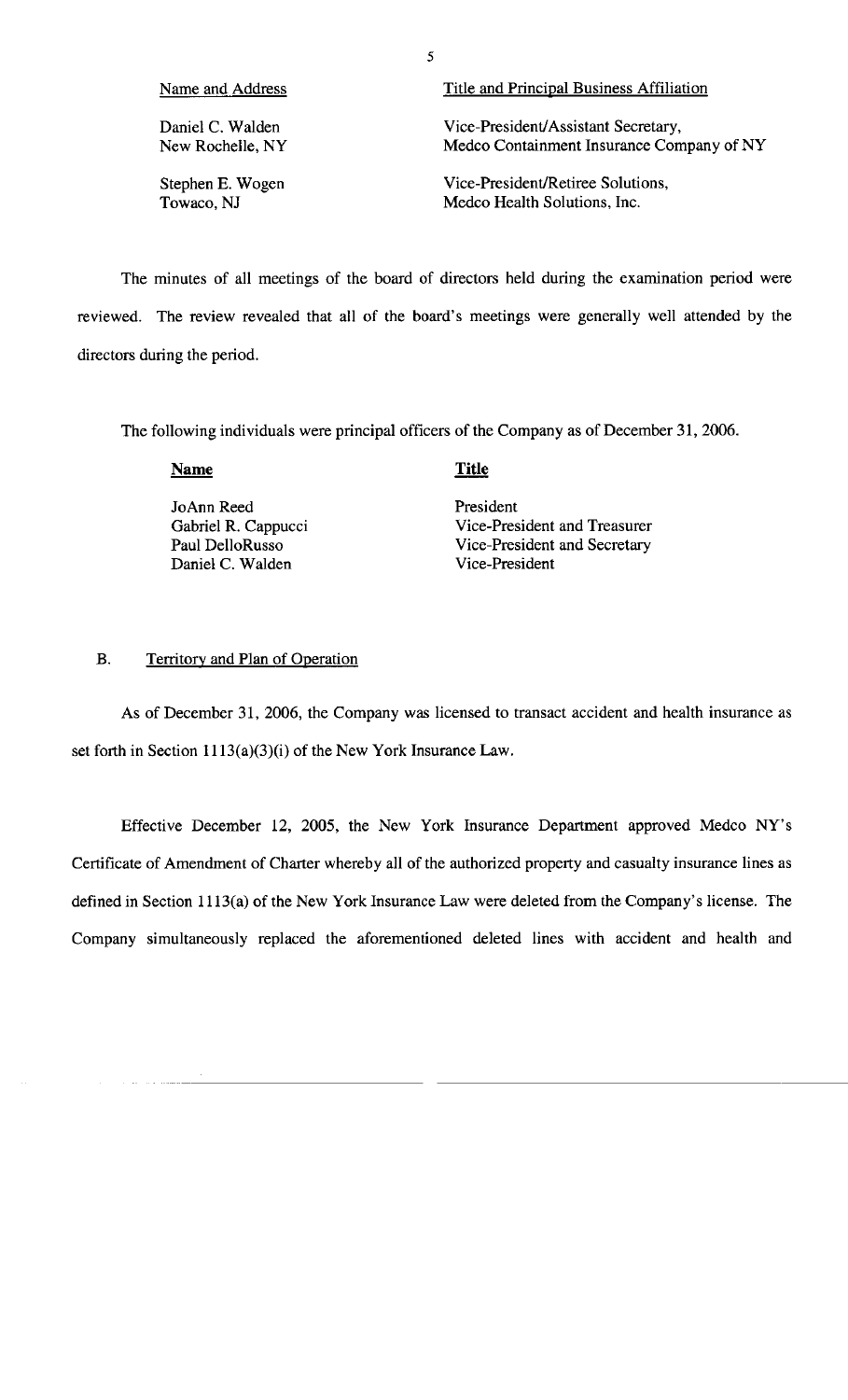| Name and Address | Title and Principal Business Affiliation |
|---|---|
| Daniel C. Walden<br>New Rochelle, NY | Vice-President/Assistant Secretary,<br>Medco Containment Insurance Company of NY |
| Stephen E. Wogen<br>Towaco, NJ | Vice-President/Retiree Solutions,<br>Medco Health Solutions, Inc. |

The minutes of all meetings of the board of directors held during the examination period were reviewed. The review revealed that all of the board's meetings were generally well attended by the directors during the period.

The following individuals were principal officers of the Company as of December 31, 2006.

| **Name** | **Title** |
|---|---|
| JoAnn Reed | President |
| Gabriel R. Cappucci | Vice-President and Treasurer |
| Paul DelloRusso | Vice-President and Secretary |
| Daniel C. Walden | Vice-President |

## B. Territory and Plan of Operation

As of December 31, 2006, the Company was licensed to transact accident and health insurance as set forth in Section 1113(a)(3)(i) of the New York Insurance Law.

Effective December 12, 2005, the New York Insurance Department approved Medco NY's Certificate of Amendment of Charter whereby all of the authorized property and casualty insurance lines as defined in Section 1113(a) of the New York Insurance Law were deleted from the Company's license. The Company simultaneously replaced the aforementioned deleted lines with accident and health and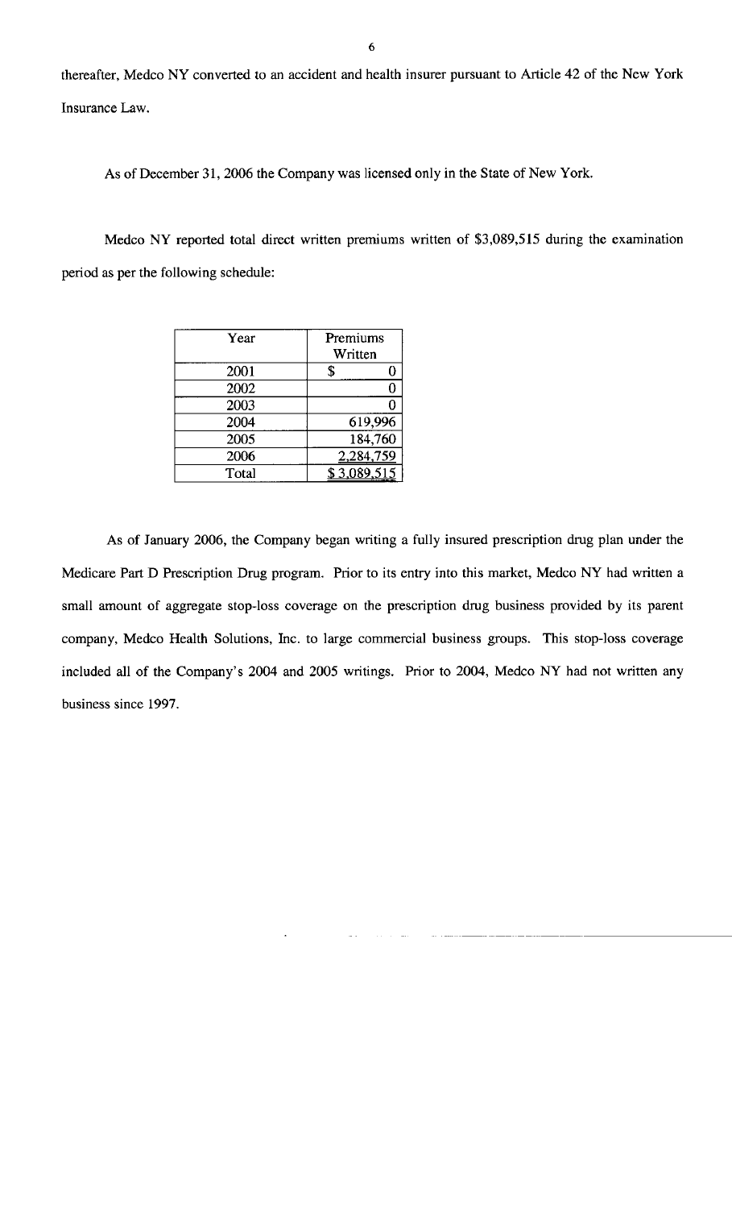thereafter, Medco NY converted to an accident and health insurer pursuant to Article 42 of the New York Insurance Law.

As of December 31, 2006 the Company was licensed only in the State of New York.

Medco NY reported total direct written premiums written of $3,089,515 during the examination period as per the following schedule:

| Year | Premiums Written |
|---|---|
| 2001 | $ 0 |
| 2002 | 0 |
| 2003 | 0 |
| 2004 | 619,996 |
| 2005 | 184,760 |
| 2006 | 2,284,759 |
| Total | $ 3,089,515 |

As of January 2006, the Company began writing a fully insured prescription drug plan under the Medicare Part D Prescription Drug program. Prior to its entry into this market, Medco NY had written a small amount of aggregate stop-loss coverage on the prescription drug business provided by its parent company, Medco Health Solutions, Inc. to large commercial business groups. This stop-loss coverage included all of the Company's 2004 and 2005 writings. Prior to 2004, Medco NY had not written any business since 1997.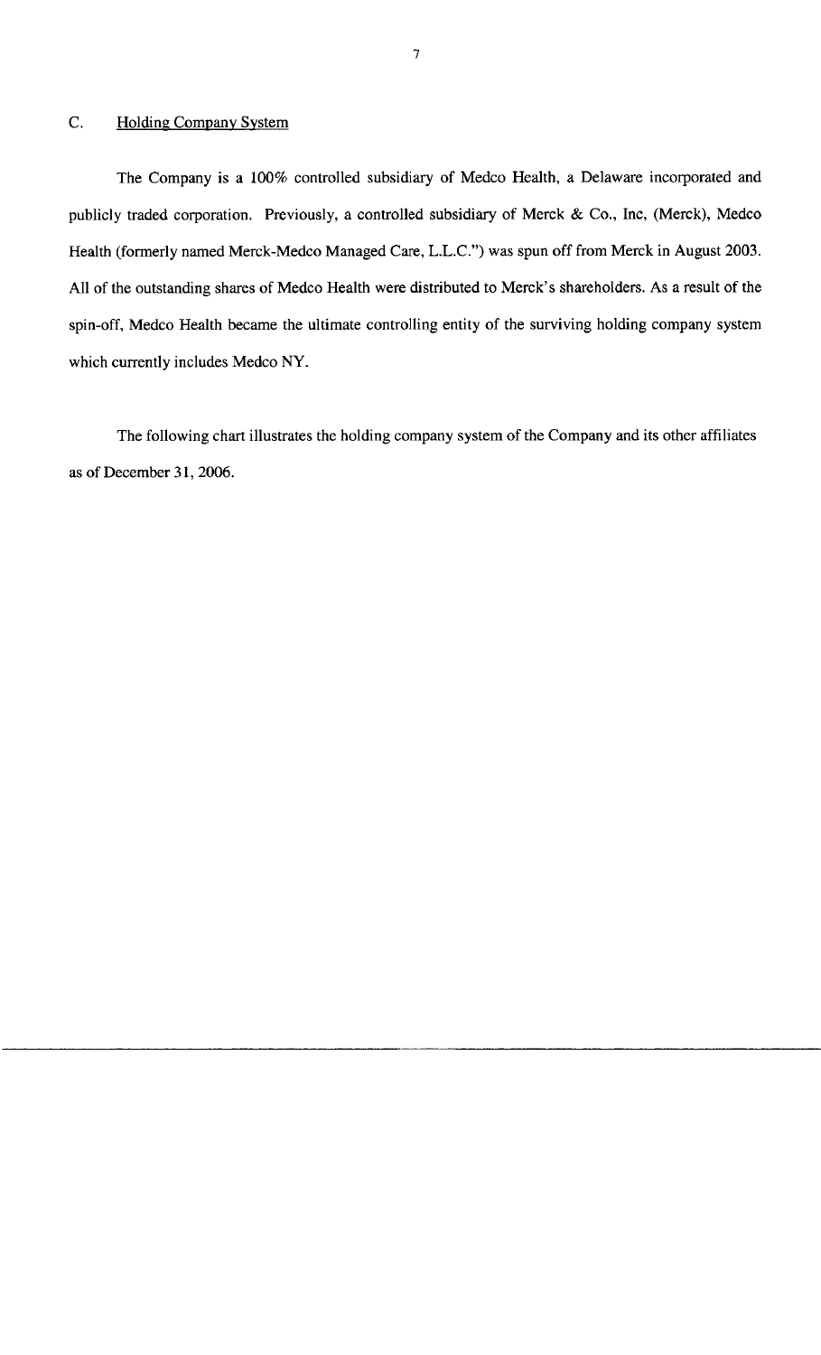## C. Holding Company System

The Company is a 100% controlled subsidiary of Medco Health, a Delaware incorporated and publicly traded corporation. Previously, a controlled subsidiary of Merck & Co., Inc, (Merck), Medco Health (formerly named Merck-Medco Managed Care, L.L.C.") was spun off from Merck in August 2003. All of the outstanding shares of Medco Health were distributed to Merck's shareholders. As a result of the spin-off, Medco Health became the ultimate controlling entity of the surviving holding company system which currently includes Medco NY.

The following chart illustrates the holding company system of the Company and its other affiliates as of December 31, 2006.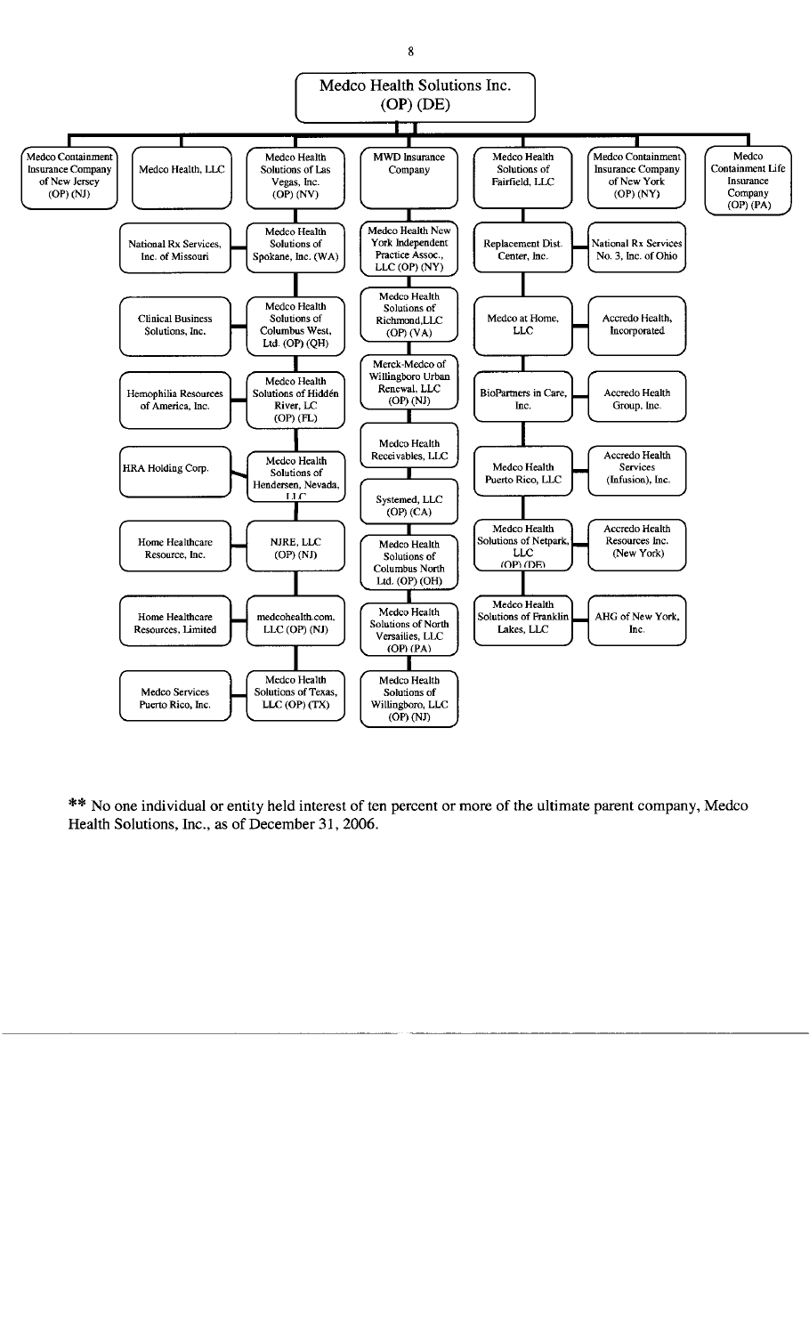# Medco Health Solutions Inc. (OP) (DE)

- Medco Containment Insurance Company of New Jersey (OP) (NJ)
- Medco Health, LLC
  - National Rx Services, Inc. of Missouri
  - Clinical Business Solutions, Inc.
  - Hemophilia Resources of America, Inc.
  - HRA Holding Corp.
  - Home Healthcare Resource, Inc.
  - Home Healthcare Resources, Limited
  - Medco Services Puerto Rico, Inc.
- Medco Health Solutions of Las Vegas, Inc. (OP) (NV)
  - Medco Health Solutions of Spokane, Inc. (WA)
  - Medco Health Solutions of Columbus West, Ltd. (OP) (OH)
  - Medco Health Solutions of Hidden River, LC (OP) (FL)
  - Medco Health Solutions of Hendersen, Nevada, LLC
  - NJRE, LLC (OP) (NJ)
  - medcohealth.com, LLC (OP) (NJ)
  - Medco Health Solutions of Texas, LLC (OP) (TX)
- MWD Insurance Company
  - Medco Health New York Independent Practice Assoc., LLC (OP) (NY)
  - Medco Health Solutions of Richmond, LLC (OP) (VA)
  - Merck-Medco of Willingboro Urban Renewal, LLC (OP) (NJ)
  - Medco Health Receivables, LLC
  - Systemed, LLC (OP) (CA)
  - Medco Health Solutions of Columbus North Ltd. (OP) (OH)
  - Medco Health Solutions of North Versailles, LLC (OP) (PA)
  - Medco Health Solutions of Willingboro, LLC (OP) (NJ)
- Medco Health Solutions of Fairfield, LLC
  - Replacement Dist. Center, Inc.
  - Medco at Home, LLC
  - BioPartners in Care, Inc.
  - Medco Health Puerto Rico, LLC
  - Medco Health Solutions of Netpark, LLC (OP) (DE)
  - Medco Health Solutions of Franklin Lakes, LLC
- Medco Containment Insurance Company of New York (OP) (NY)
  - National Rx Services No. 3, Inc. of Ohio
  - Accredo Health, Incorporated
  - Accredo Health Group, Inc.
  - Accredo Health Services (Infusion), Inc.
  - Accredo Health Resources Inc. (New York)
  - AHG of New York, Inc.
- Medco Containment Life Insurance Company (OP) (PA)

** No one individual or entity held interest of ten percent or more of the ultimate parent company, Medco Health Solutions, Inc., as of December 31, 2006.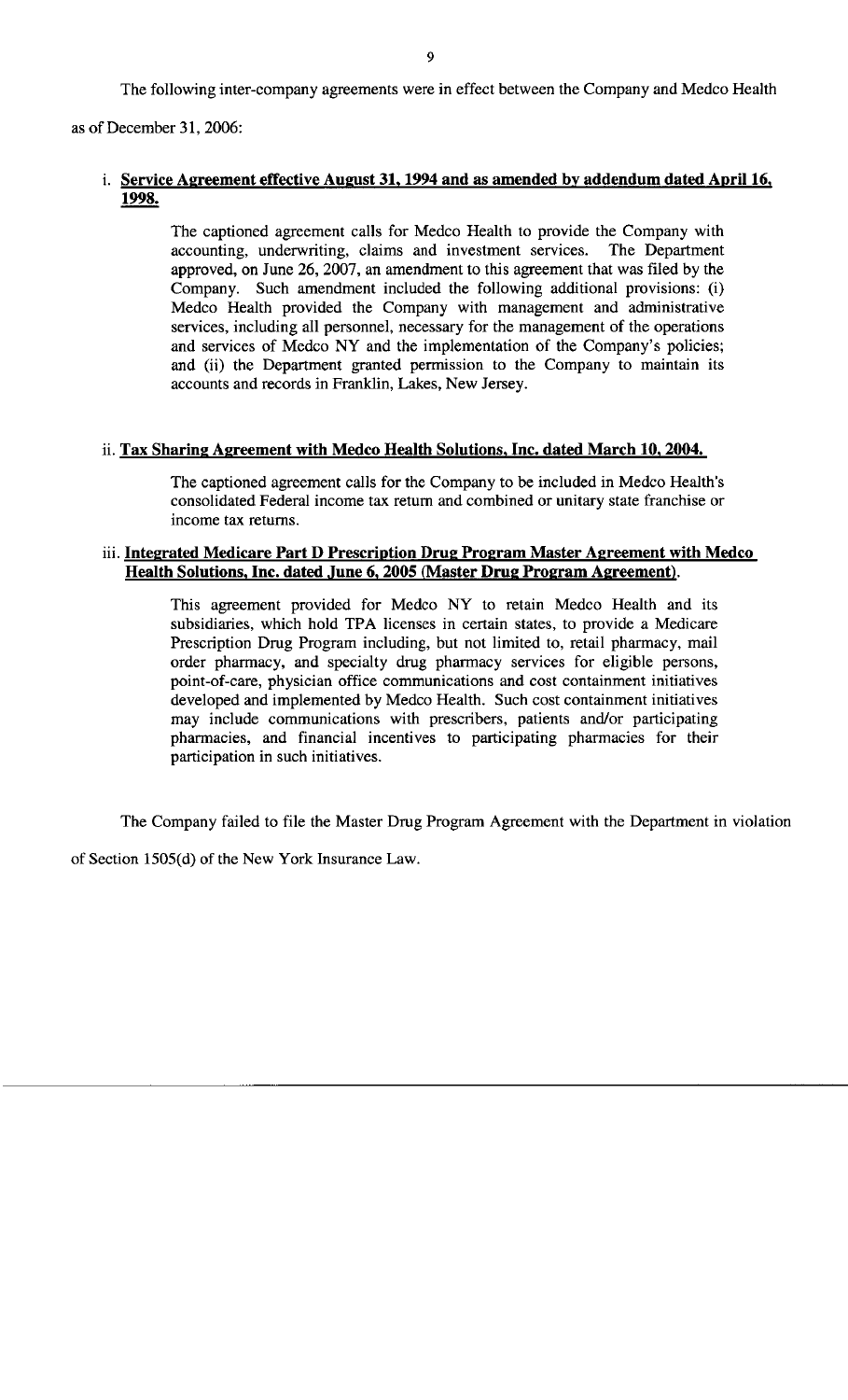The following inter-company agreements were in effect between the Company and Medco Health as of December 31, 2006:

i. **Service Agreement effective August 31, 1994 and as amended by addendum dated April 16, 1998.**

> The captioned agreement calls for Medco Health to provide the Company with accounting, underwriting, claims and investment services. The Department approved, on June 26, 2007, an amendment to this agreement that was filed by the Company. Such amendment included the following additional provisions: (i) Medco Health provided the Company with management and administrative services, including all personnel, necessary for the management of the operations and services of Medco NY and the implementation of the Company's policies; and (ii) the Department granted permission to the Company to maintain its accounts and records in Franklin, Lakes, New Jersey.

ii. **Tax Sharing Agreement with Medco Health Solutions, Inc. dated March 10, 2004.**

> The captioned agreement calls for the Company to be included in Medco Health's consolidated Federal income tax return and combined or unitary state franchise or income tax returns.

iii. **Integrated Medicare Part D Prescription Drug Program Master Agreement with Medco Health Solutions, Inc. dated June 6, 2005 (Master Drug Program Agreement).**

> This agreement provided for Medco NY to retain Medco Health and its subsidiaries, which hold TPA licenses in certain states, to provide a Medicare Prescription Drug Program including, but not limited to, retail pharmacy, mail order pharmacy, and specialty drug pharmacy services for eligible persons, point-of-care, physician office communications and cost containment initiatives developed and implemented by Medco Health. Such cost containment initiatives may include communications with prescribers, patients and/or participating pharmacies, and financial incentives to participating pharmacies for their participation in such initiatives.

The Company failed to file the Master Drug Program Agreement with the Department in violation of Section 1505(d) of the New York Insurance Law.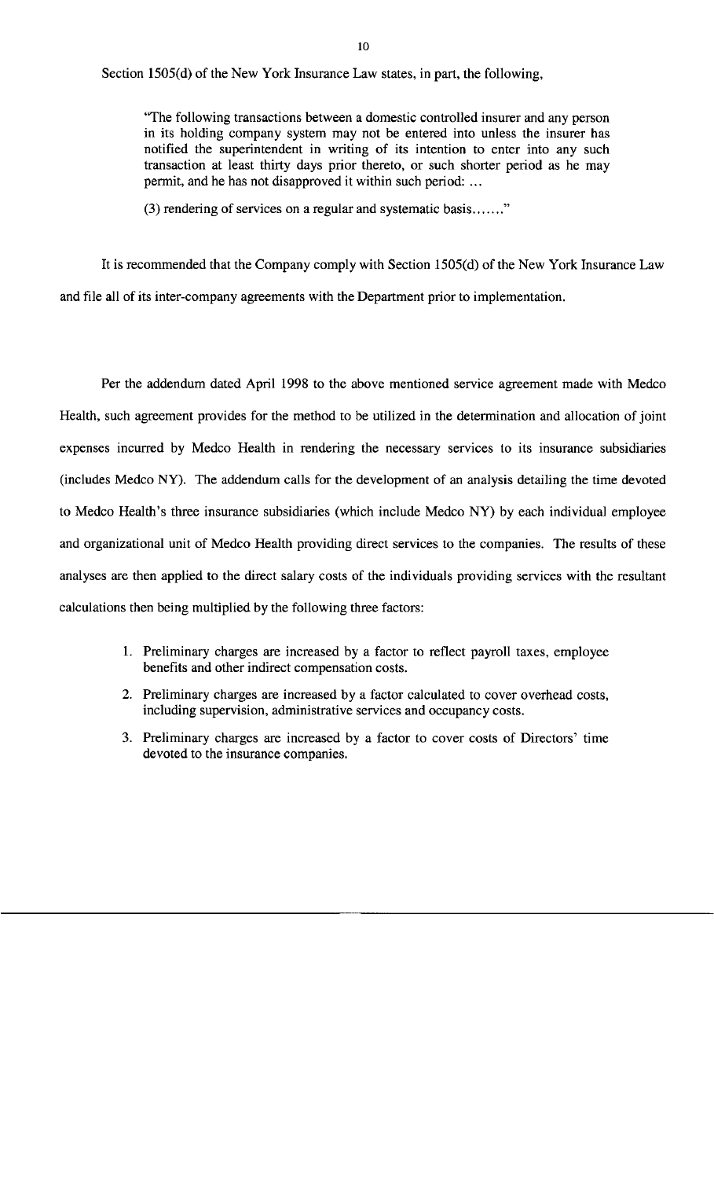Section 1505(d) of the New York Insurance Law states, in part, the following,

> "The following transactions between a domestic controlled insurer and any person in its holding company system may not be entered into unless the insurer has notified the superintendent in writing of its intention to enter into any such transaction at least thirty days prior thereto, or such shorter period as he may permit, and he has not disapproved it within such period: ...
>
> (3) rendering of services on a regular and systematic basis......."

It is recommended that the Company comply with Section 1505(d) of the New York Insurance Law and file all of its inter-company agreements with the Department prior to implementation.

Per the addendum dated April 1998 to the above mentioned service agreement made with Medco Health, such agreement provides for the method to be utilized in the determination and allocation of joint expenses incurred by Medco Health in rendering the necessary services to its insurance subsidiaries (includes Medco NY). The addendum calls for the development of an analysis detailing the time devoted to Medco Health's three insurance subsidiaries (which include Medco NY) by each individual employee and organizational unit of Medco Health providing direct services to the companies. The results of these analyses are then applied to the direct salary costs of the individuals providing services with the resultant calculations then being multiplied by the following three factors:

1. Preliminary charges are increased by a factor to reflect payroll taxes, employee benefits and other indirect compensation costs.
2. Preliminary charges are increased by a factor calculated to cover overhead costs, including supervision, administrative services and occupancy costs.
3. Preliminary charges are increased by a factor to cover costs of Directors' time devoted to the insurance companies.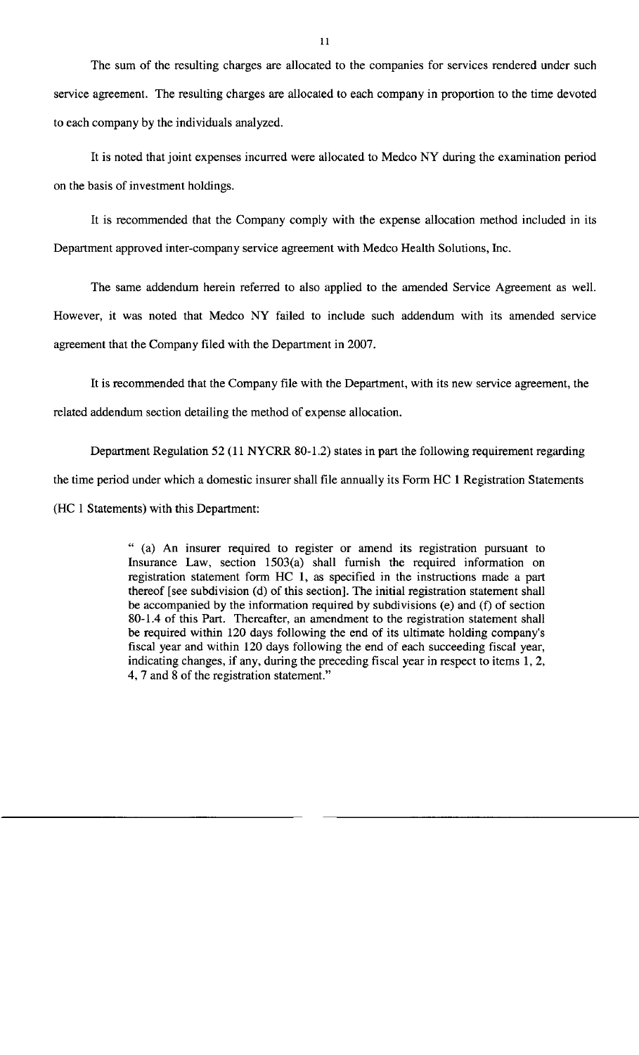The sum of the resulting charges are allocated to the companies for services rendered under such service agreement. The resulting charges are allocated to each company in proportion to the time devoted to each company by the individuals analyzed.

It is noted that joint expenses incurred were allocated to Medco NY during the examination period on the basis of investment holdings.

It is recommended that the Company comply with the expense allocation method included in its Department approved inter-company service agreement with Medco Health Solutions, Inc.

The same addendum herein referred to also applied to the amended Service Agreement as well. However, it was noted that Medco NY failed to include such addendum with its amended service agreement that the Company filed with the Department in 2007.

It is recommended that the Company file with the Department, with its new service agreement, the related addendum section detailing the method of expense allocation.

Department Regulation 52 (11 NYCRR 80-1.2) states in part the following requirement regarding the time period under which a domestic insurer shall file annually its Form HC 1 Registration Statements (HC 1 Statements) with this Department:

> " (a) An insurer required to register or amend its registration pursuant to Insurance Law, section 1503(a) shall furnish the required information on registration statement form HC 1, as specified in the instructions made a part thereof [see subdivision (d) of this section]. The initial registration statement shall be accompanied by the information required by subdivisions (e) and (f) of section 80-1.4 of this Part. Thereafter, an amendment to the registration statement shall be required within 120 days following the end of its ultimate holding company's fiscal year and within 120 days following the end of each succeeding fiscal year, indicating changes, if any, during the preceding fiscal year in respect to items 1, 2, 4, 7 and 8 of the registration statement."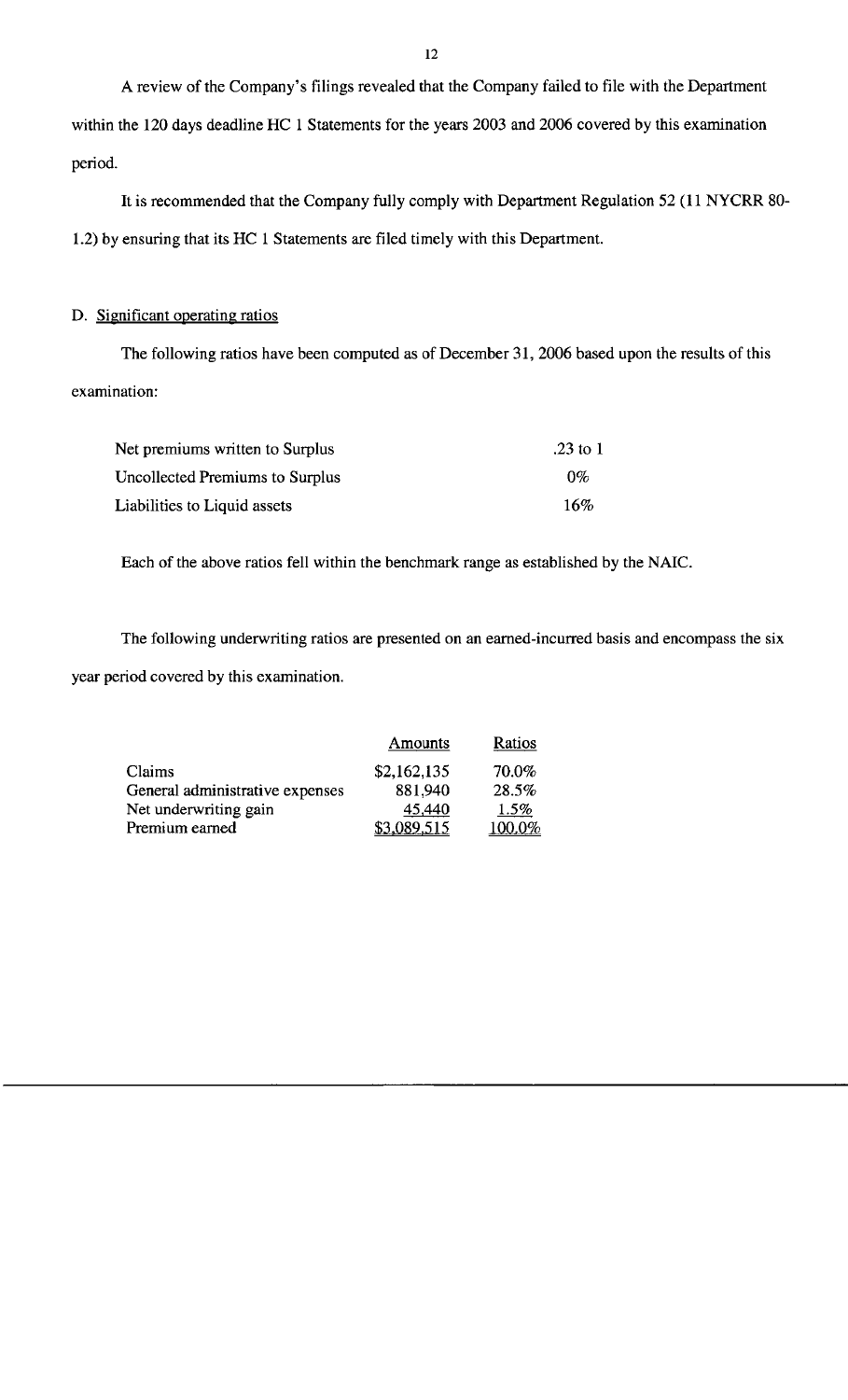A review of the Company's filings revealed that the Company failed to file with the Department within the 120 days deadline HC 1 Statements for the years 2003 and 2006 covered by this examination period.

It is recommended that the Company fully comply with Department Regulation 52 (11 NYCRR 80-1.2) by ensuring that its HC 1 Statements are filed timely with this Department.

## D. Significant operating ratios

The following ratios have been computed as of December 31, 2006 based upon the results of this examination:

| | |
|---|---|
| Net premiums written to Surplus | .23 to 1 |
| Uncollected Premiums to Surplus | 0% |
| Liabilities to Liquid assets | 16% |

Each of the above ratios fell within the benchmark range as established by the NAIC.

The following underwriting ratios are presented on an earned-incurred basis and encompass the six year period covered by this examination.

| | Amounts | Ratios |
|---|---|---|
| Claims | $2,162,135 | 70.0% |
| General administrative expenses | 881,940 | 28.5% |
| Net underwriting gain | 45,440 | 1.5% |
| Premium earned | $3,089,515 | 100.0% |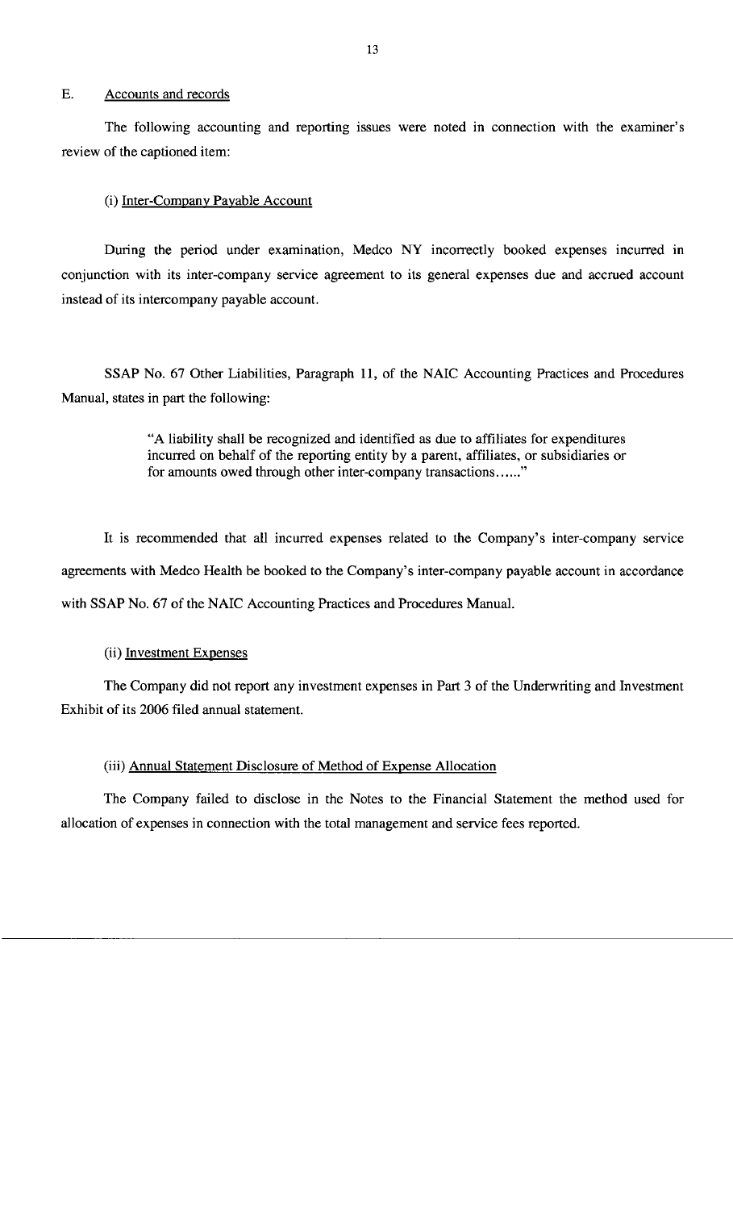## E. Accounts and records

The following accounting and reporting issues were noted in connection with the examiner's review of the captioned item:

### (i) Inter-Company Payable Account

During the period under examination, Medco NY incorrectly booked expenses incurred in conjunction with its inter-company service agreement to its general expenses due and accrued account instead of its intercompany payable account.

SSAP No. 67 Other Liabilities, Paragraph 11, of the NAIC Accounting Practices and Procedures Manual, states in part the following:

> "A liability shall be recognized and identified as due to affiliates for expenditures incurred on behalf of the reporting entity by a parent, affiliates, or subsidiaries or for amounts owed through other inter-company transactions......"

It is recommended that all incurred expenses related to the Company's inter-company service agreements with Medco Health be booked to the Company's inter-company payable account in accordance with SSAP No. 67 of the NAIC Accounting Practices and Procedures Manual.

### (ii) Investment Expenses

The Company did not report any investment expenses in Part 3 of the Underwriting and Investment Exhibit of its 2006 filed annual statement.

### (iii) Annual Statement Disclosure of Method of Expense Allocation

The Company failed to disclose in the Notes to the Financial Statement the method used for allocation of expenses in connection with the total management and service fees reported.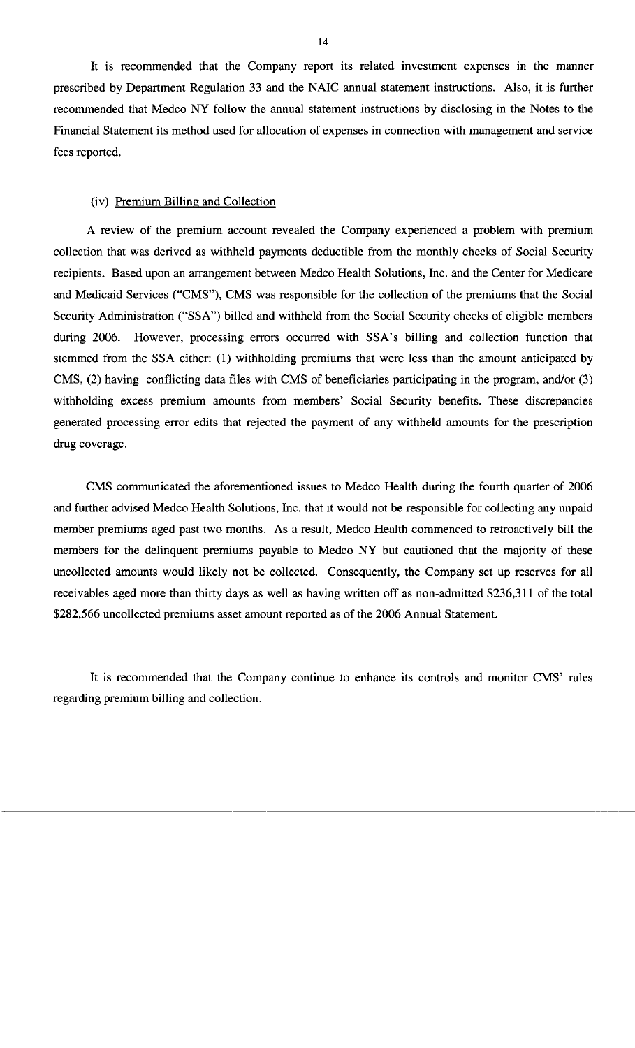It is recommended that the Company report its related investment expenses in the manner prescribed by Department Regulation 33 and the NAIC annual statement instructions. Also, it is further recommended that Medco NY follow the annual statement instructions by disclosing in the Notes to the Financial Statement its method used for allocation of expenses in connection with management and service fees reported.

(iv) Premium Billing and Collection

A review of the premium account revealed the Company experienced a problem with premium collection that was derived as withheld payments deductible from the monthly checks of Social Security recipients. Based upon an arrangement between Medco Health Solutions, Inc. and the Center for Medicare and Medicaid Services ("CMS"), CMS was responsible for the collection of the premiums that the Social Security Administration ("SSA") billed and withheld from the Social Security checks of eligible members during 2006. However, processing errors occurred with SSA's billing and collection function that stemmed from the SSA either: (1) withholding premiums that were less than the amount anticipated by CMS, (2) having conflicting data files with CMS of beneficiaries participating in the program, and/or (3) withholding excess premium amounts from members' Social Security benefits. These discrepancies generated processing error edits that rejected the payment of any withheld amounts for the prescription drug coverage.

CMS communicated the aforementioned issues to Medco Health during the fourth quarter of 2006 and further advised Medco Health Solutions, Inc. that it would not be responsible for collecting any unpaid member premiums aged past two months. As a result, Medco Health commenced to retroactively bill the members for the delinquent premiums payable to Medco NY but cautioned that the majority of these uncollected amounts would likely not be collected. Consequently, the Company set up reserves for all receivables aged more than thirty days as well as having written off as non-admitted $236,311 of the total $282,566 uncollected premiums asset amount reported as of the 2006 Annual Statement.

It is recommended that the Company continue to enhance its controls and monitor CMS' rules regarding premium billing and collection.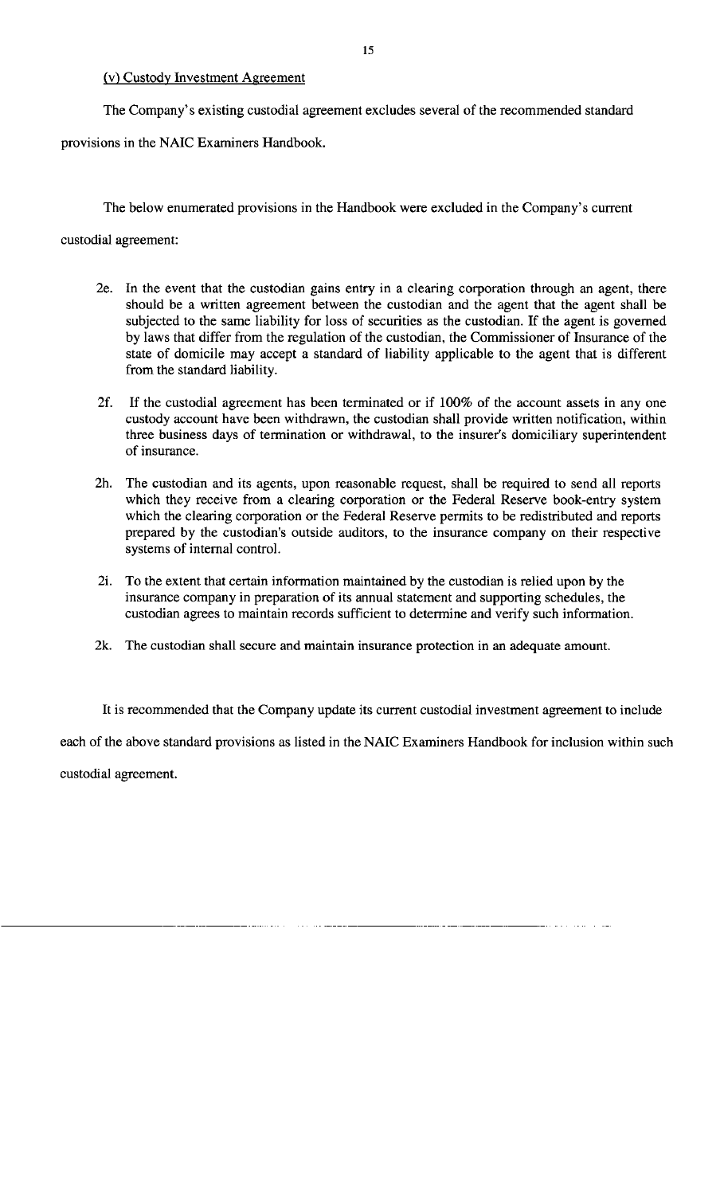(v) Custody Investment Agreement

The Company's existing custodial agreement excludes several of the recommended standard provisions in the NAIC Examiners Handbook.

The below enumerated provisions in the Handbook were excluded in the Company's current custodial agreement:

- 2e. In the event that the custodian gains entry in a clearing corporation through an agent, there should be a written agreement between the custodian and the agent that the agent shall be subjected to the same liability for loss of securities as the custodian. If the agent is governed by laws that differ from the regulation of the custodian, the Commissioner of Insurance of the state of domicile may accept a standard of liability applicable to the agent that is different from the standard liability.

- 2f. If the custodial agreement has been terminated or if 100% of the account assets in any one custody account have been withdrawn, the custodian shall provide written notification, within three business days of termination or withdrawal, to the insurer's domiciliary superintendent of insurance.

- 2h. The custodian and its agents, upon reasonable request, shall be required to send all reports which they receive from a clearing corporation or the Federal Reserve book-entry system which the clearing corporation or the Federal Reserve permits to be redistributed and reports prepared by the custodian's outside auditors, to the insurance company on their respective systems of internal control.

- 2i. To the extent that certain information maintained by the custodian is relied upon by the insurance company in preparation of its annual statement and supporting schedules, the custodian agrees to maintain records sufficient to determine and verify such information.

- 2k. The custodian shall secure and maintain insurance protection in an adequate amount.

It is recommended that the Company update its current custodial investment agreement to include each of the above standard provisions as listed in the NAIC Examiners Handbook for inclusion within such custodial agreement.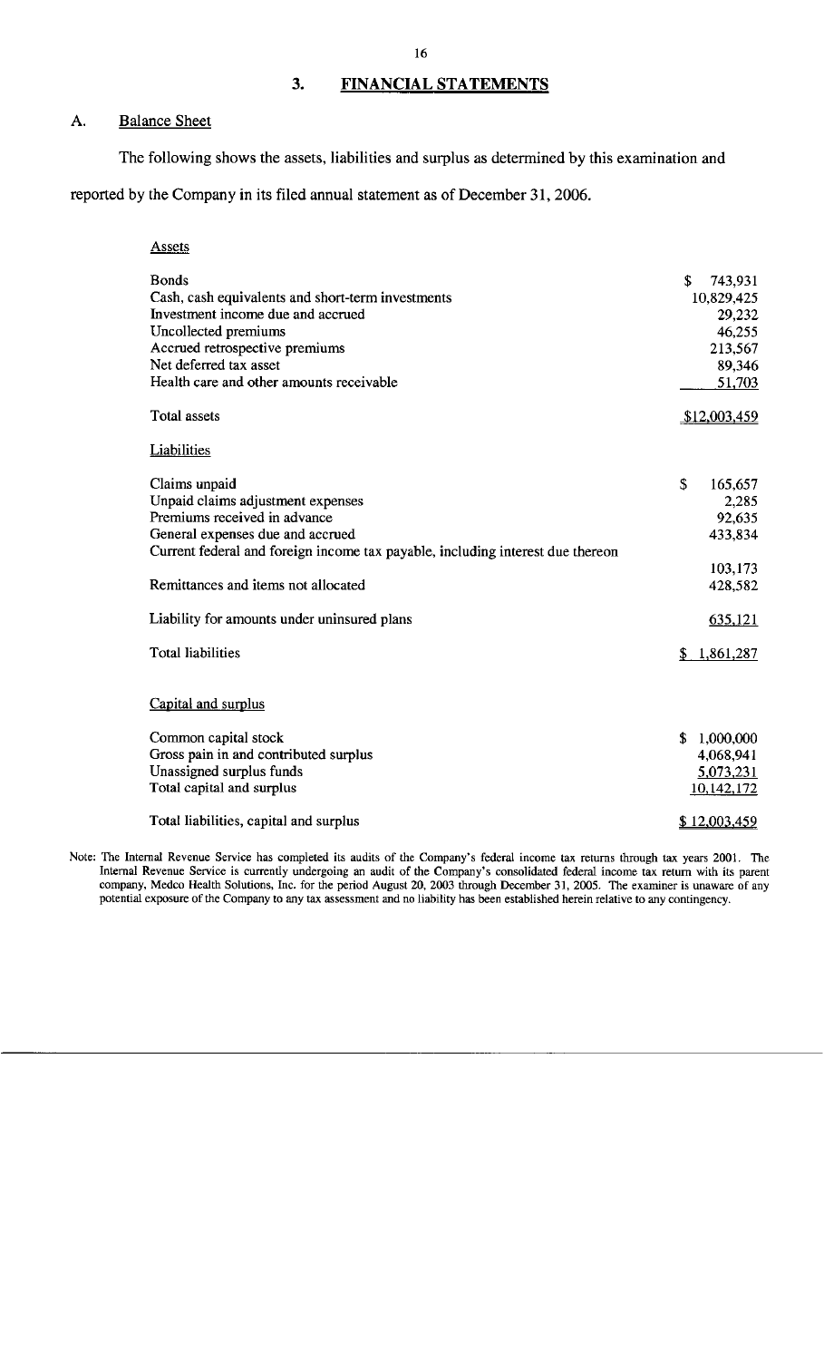## 3. FINANCIAL STATEMENTS

### A. Balance Sheet

The following shows the assets, liabilities and surplus as determined by this examination and reported by the Company in its filed annual statement as of December 31, 2006.

| Assets | |
|---|---|
| Bonds | $ 743,931 |
| Cash, cash equivalents and short-term investments | 10,829,425 |
| Investment income due and accrued | 29,232 |
| Uncollected premiums | 46,255 |
| Accrued retrospective premiums | 213,567 |
| Net deferred tax asset | 89,346 |
| Health care and other amounts receivable | 51,703 |
| Total assets | $12,003,459 |

| Liabilities | |
|---|---|
| Claims unpaid | $ 165,657 |
| Unpaid claims adjustment expenses | 2,285 |
| Premiums received in advance | 92,635 |
| General expenses due and accrued | 433,834 |
| Current federal and foreign income tax payable, including interest due thereon | 103,173 |
| Remittances and items not allocated | 428,582 |
| Liability for amounts under uninsured plans | 635,121 |
| Total liabilities | $ 1,861,287 |

| Capital and surplus | |
|---|---|
| Common capital stock | $ 1,000,000 |
| Gross pain in and contributed surplus | 4,068,941 |
| Unassigned surplus funds | 5,073,231 |
| Total capital and surplus | 10,142,172 |
| Total liabilities, capital and surplus | $ 12,003,459 |

Note: The Internal Revenue Service has completed its audits of the Company's federal income tax returns through tax years 2001. The Internal Revenue Service is currently undergoing an audit of the Company's consolidated federal income tax return with its parent company, Medco Health Solutions, Inc. for the period August 20, 2003 through December 31, 2005. The examiner is unaware of any potential exposure of the Company to any tax assessment and no liability has been established herein relative to any contingency.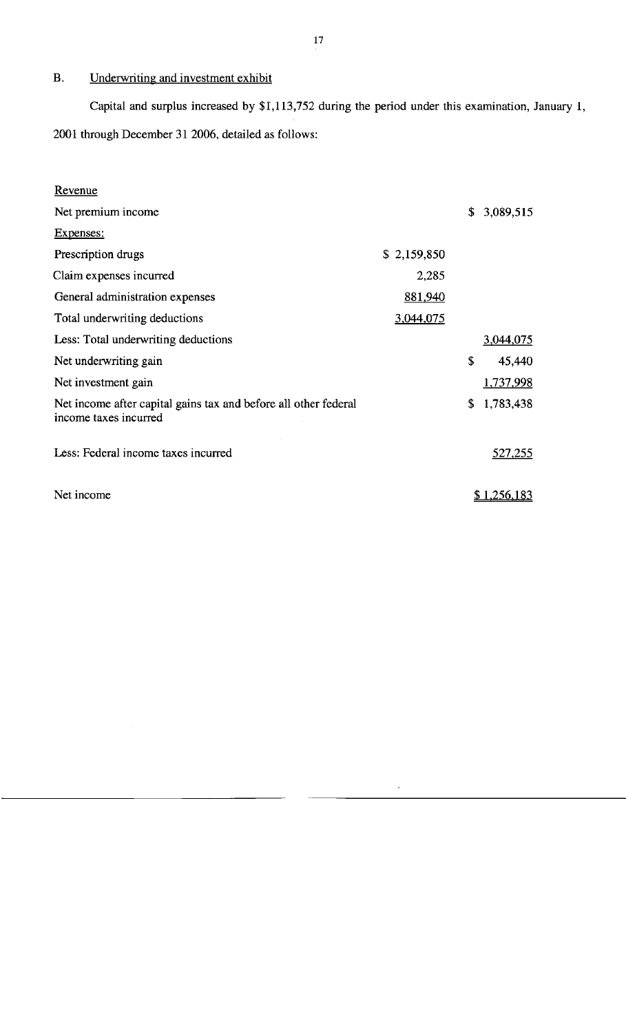## B. Underwriting and investment exhibit

Capital and surplus increased by $1,113,752 during the period under this examination, January 1, 2001 through December 31 2006, detailed as follows:

| | | |
|---|---|---|
| Revenue | | |
| Net premium income | | $ 3,089,515 |
| Expenses: | | |
| Prescription drugs | $ 2,159,850 | |
| Claim expenses incurred | 2,285 | |
| General administration expenses | 881,940 | |
| Total underwriting deductions | 3,044,075 | |
| Less: Total underwriting deductions | | 3,044,075 |
| Net underwriting gain | | $ 45,440 |
| Net investment gain | | 1,737,998 |
| Net income after capital gains tax and before all other federal income taxes incurred | | $ 1,783,438 |
| Less: Federal income taxes incurred | | 527,255 |
| Net income | | $ 1,256,183 |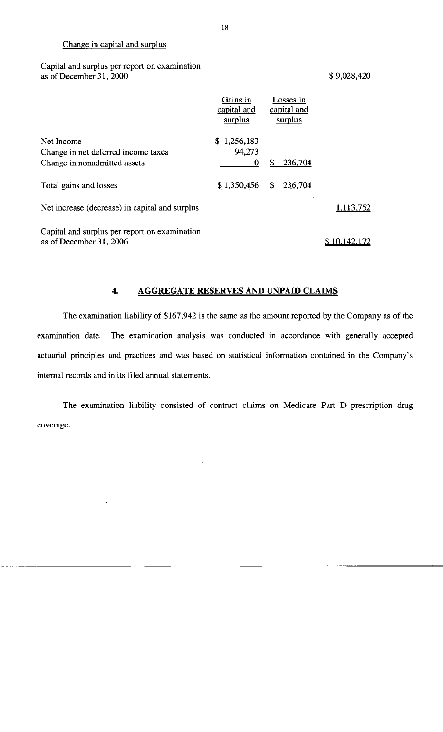Change in capital and surplus

| | Gains in capital and surplus | Losses in capital and surplus | |
|---|---|---|---|
| Capital and surplus per report on examination as of December 31, 2000 | | | $ 9,028,420 |
| Net Income | $ 1,256,183 | | |
| Change in net deferred income taxes | 94,273 | | |
| Change in nonadmitted assets | 0 | $ 236,704 | |
| Total gains and losses | $ 1,350,456 | $ 236,704 | |
| Net increase (decrease) in capital and surplus | | | 1,113,752 |
| Capital and surplus per report on examination as of December 31, 2006 | | | $ 10,142,172 |

## 4. AGGREGATE RESERVES AND UNPAID CLAIMS

The examination liability of $167,942 is the same as the amount reported by the Company as of the examination date. The examination analysis was conducted in accordance with generally accepted actuarial principles and practices and was based on statistical information contained in the Company's internal records and in its filed annual statements.

The examination liability consisted of contract claims on Medicare Part D prescription drug coverage.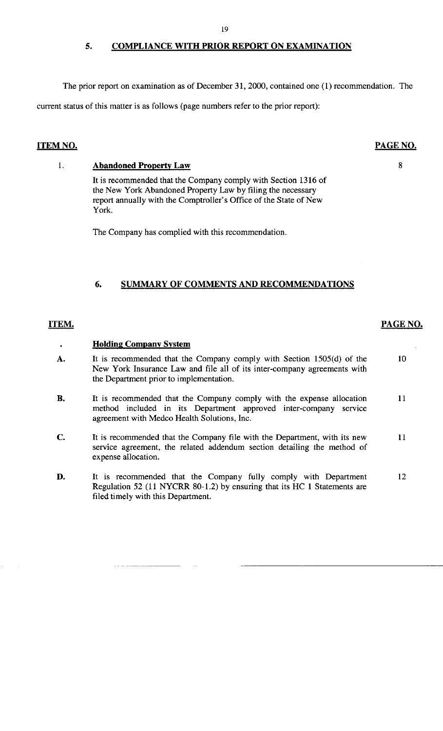## 5. COMPLIANCE WITH PRIOR REPORT ON EXAMINATION

The prior report on examination as of December 31, 2000, contained one (1) recommendation. The current status of this matter is as follows (page numbers refer to the prior report):

| ITEM NO. | | PAGE NO. |
|---|---|---|
| 1. | **Abandoned Property Law** | 8 |
| | It is recommended that the Company comply with Section 1316 of the New York Abandoned Property Law by filing the necessary report annually with the Comptroller's Office of the State of New York. | |
| | The Company has complied with this recommendation. | |

## 6. SUMMARY OF COMMENTS AND RECOMMENDATIONS

| ITEM. | | PAGE NO. |
|---|---|---|
| • | **Holding Company System** | |
| A. | It is recommended that the Company comply with Section 1505(d) of the New York Insurance Law and file all of its inter-company agreements with the Department prior to implementation. | 10 |
| B. | It is recommended that the Company comply with the expense allocation method included in its Department approved inter-company service agreement with Medco Health Solutions, Inc. | 11 |
| C. | It is recommended that the Company file with the Department, with its new service agreement, the related addendum section detailing the method of expense allocation. | 11 |
| D. | It is recommended that the Company fully comply with Department Regulation 52 (11 NYCRR 80-1.2) by ensuring that its HC 1 Statements are filed timely with this Department. | 12 |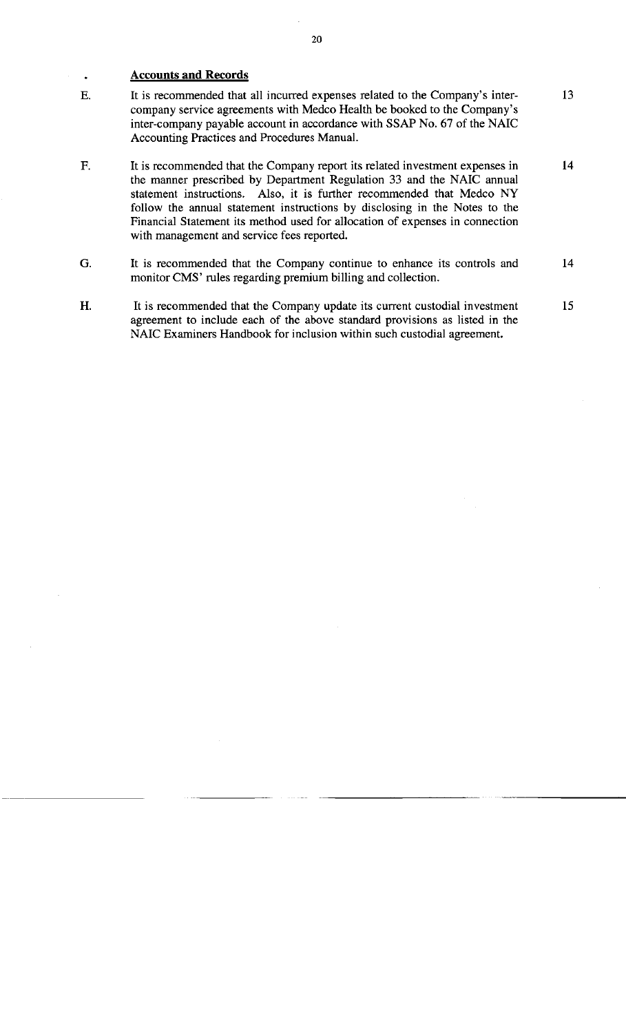## Accounts and Records

| | | |
|---|---|---|
| E. | It is recommended that all incurred expenses related to the Company's inter-company service agreements with Medco Health be booked to the Company's inter-company payable account in accordance with SSAP No. 67 of the NAIC Accounting Practices and Procedures Manual. | 13 |
| F. | It is recommended that the Company report its related investment expenses in the manner prescribed by Department Regulation 33 and the NAIC annual statement instructions. Also, it is further recommended that Medco NY follow the annual statement instructions by disclosing in the Notes to the Financial Statement its method used for allocation of expenses in connection with management and service fees reported. | 14 |
| G. | It is recommended that the Company continue to enhance its controls and monitor CMS' rules regarding premium billing and collection. | 14 |
| H. | It is recommended that the Company update its current custodial investment agreement to include each of the above standard provisions as listed in the NAIC Examiners Handbook for inclusion within such custodial agreement. | 15 |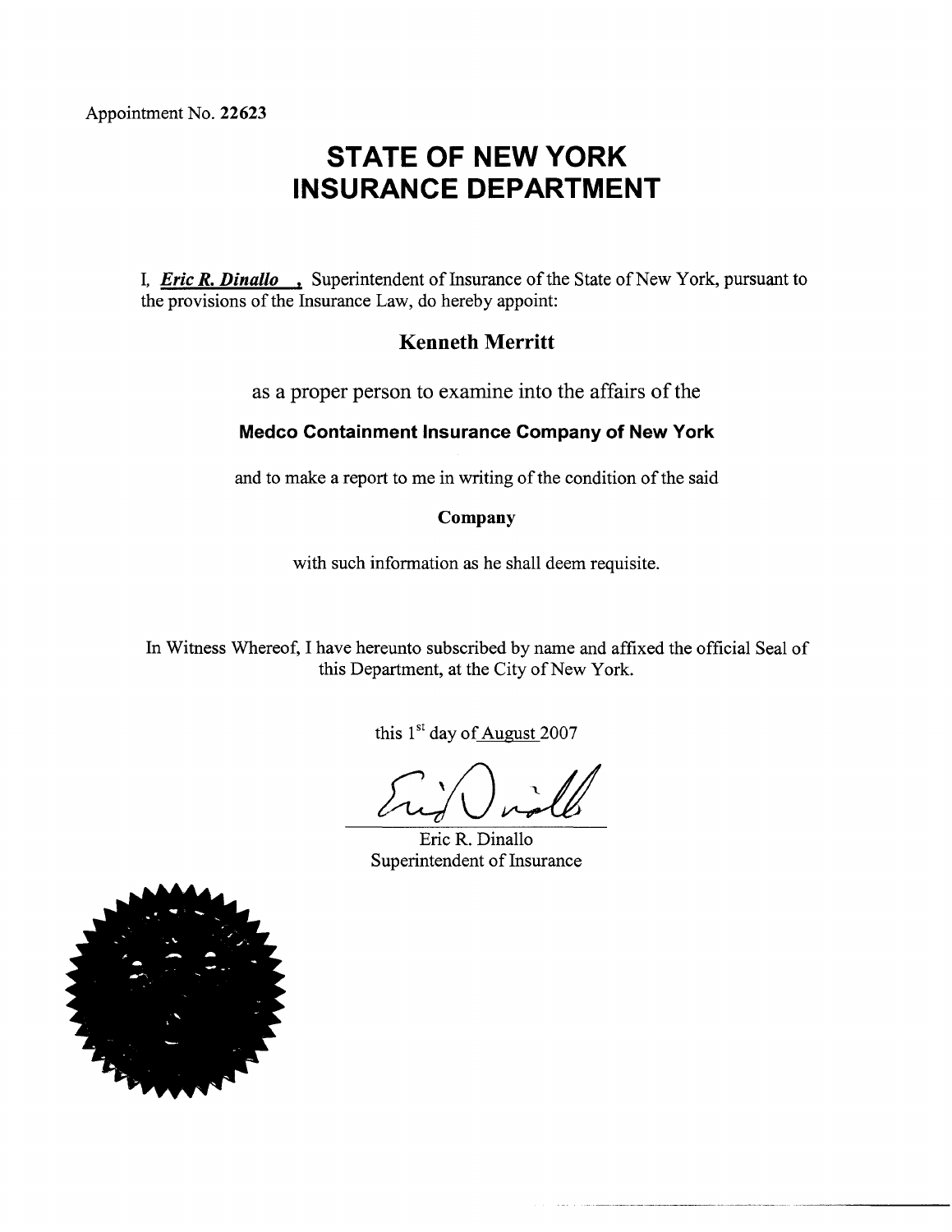Appointment No. **22623**

# STATE OF NEW YORK
# INSURANCE DEPARTMENT

I, ***Eric R. Dinallo***, Superintendent of Insurance of the State of New York, pursuant to the provisions of the Insurance Law, do hereby appoint:

**Kenneth Merritt**

as a proper person to examine into the affairs of the

**Medco Containment Insurance Company of New York**

and to make a report to me in writing of the condition of the said

**Company**

with such information as he shall deem requisite.

In Witness Whereof, I have hereunto subscribed by name and affixed the official Seal of this Department, at the City of New York.

this 1st day of August 2007

Eric R. Dinallo
Superintendent of Insurance